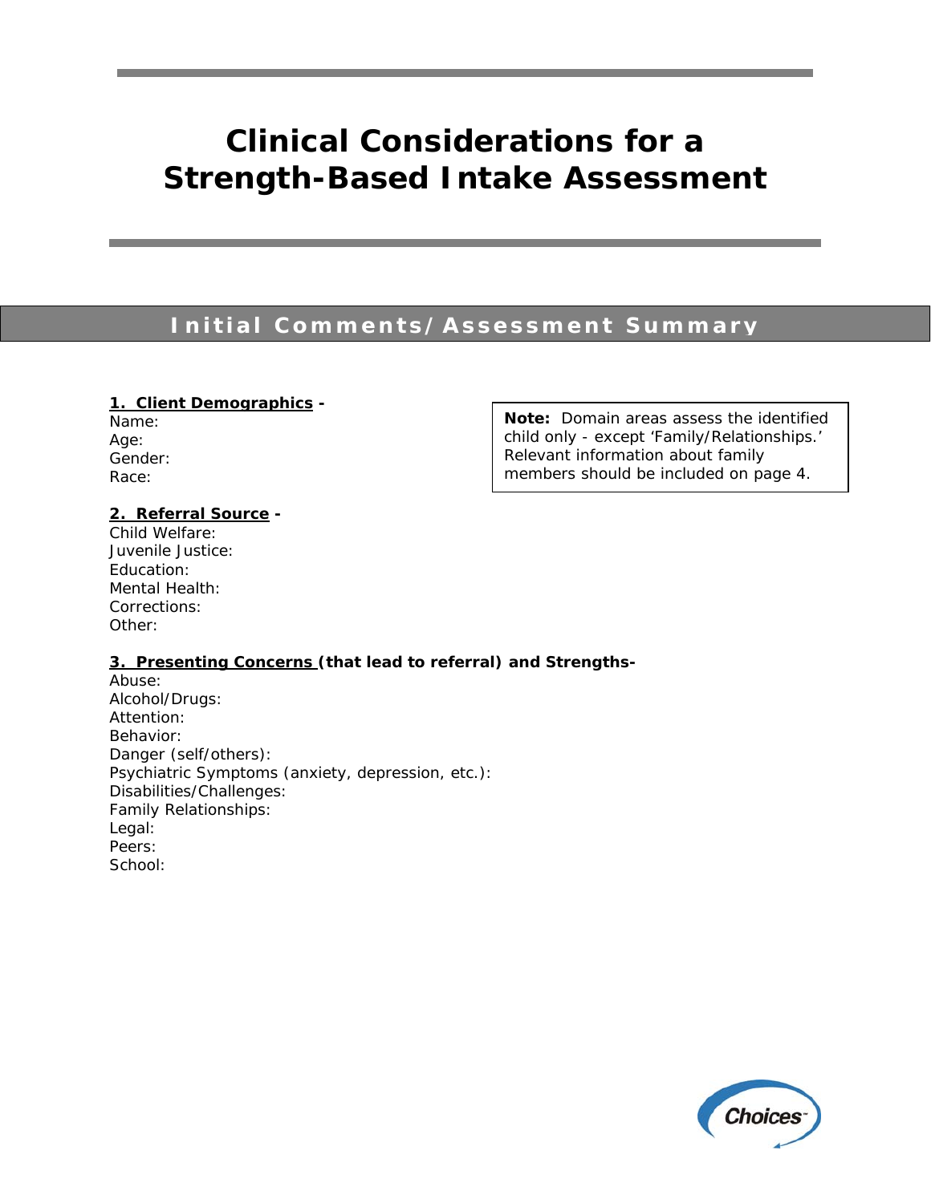# Clinical Considerations for a Strength-Based Intake Assessment

## Initial Comments/Assessment Summary

**Note:** Domain areas assess the identified child only - except 'Family/Relationships.' Relevant information about family members should be included on page 4.

**1. Client Demographics -**

Name:
Age:
Gender:
Race:

**2. Referral Source -**

Child Welfare:
Juvenile Justice:
Education:
Mental Health:
Corrections:
Other:

**3. Presenting Concerns (that lead to referral) and Strengths-**

Abuse:
Alcohol/Drugs:
Attention:
Behavior:
Danger (self/others):
Psychiatric Symptoms (anxiety, depression, etc.):
Disabilities/Challenges:
Family Relationships:
Legal:
Peers:
School: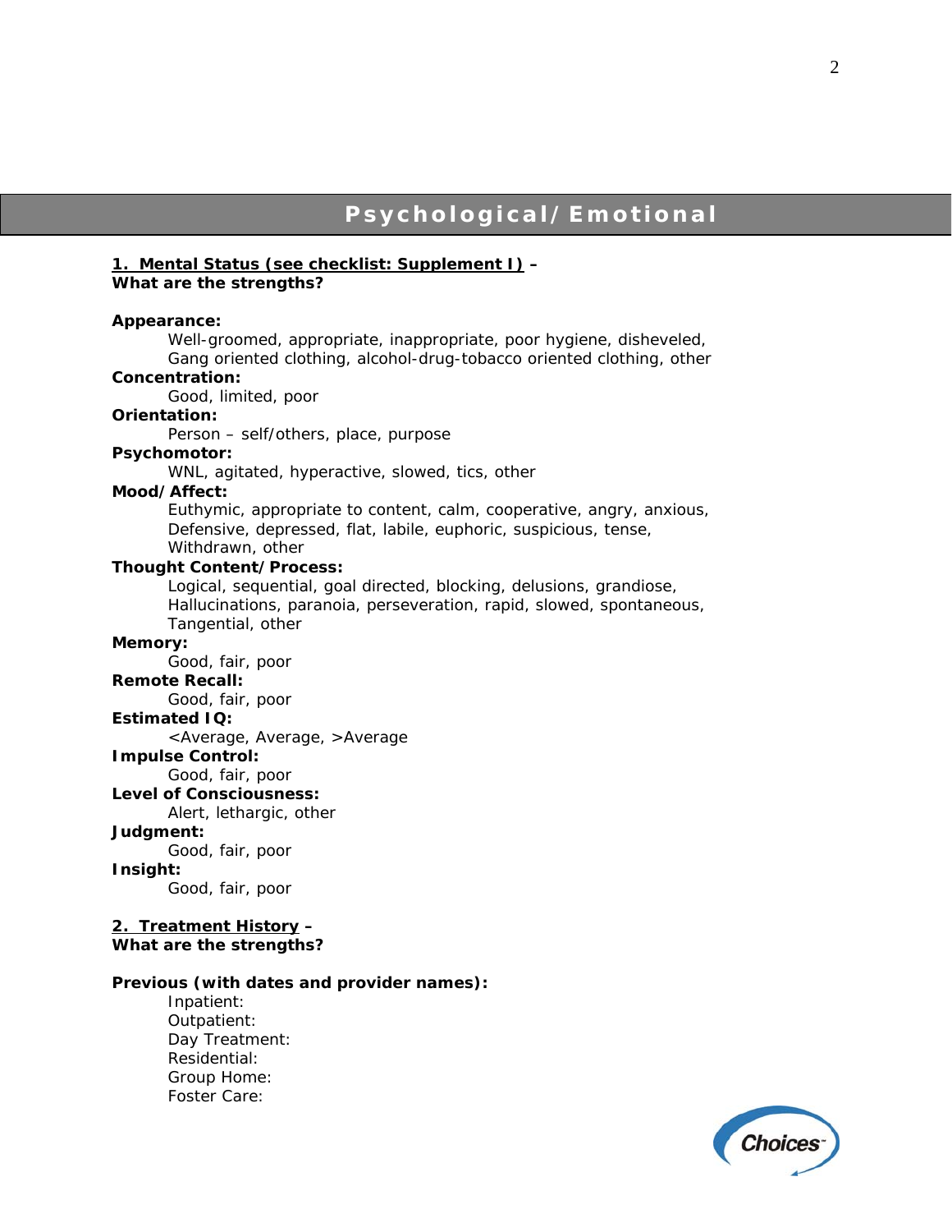## Psychological/Emotional

**1. Mental Status (see checklist: Supplement I) –**
**What are the strengths?**

**Appearance:**
Well-groomed, appropriate, inappropriate, poor hygiene, disheveled, Gang oriented clothing, alcohol-drug-tobacco oriented clothing, other

**Concentration:**
Good, limited, poor

**Orientation:**
Person – self/others, place, purpose

**Psychomotor:**
WNL, agitated, hyperactive, slowed, tics, other

**Mood/Affect:**
Euthymic, appropriate to content, calm, cooperative, angry, anxious, Defensive, depressed, flat, labile, euphoric, suspicious, tense, Withdrawn, other

**Thought Content/Process:**
Logical, sequential, goal directed, blocking, delusions, grandiose, Hallucinations, paranoia, perseveration, rapid, slowed, spontaneous, Tangential, other

**Memory:**
Good, fair, poor

**Remote Recall:**
Good, fair, poor

**Estimated IQ:**
<Average, Average, >Average

**Impulse Control:**
Good, fair, poor

**Level of Consciousness:**
Alert, lethargic, other

**Judgment:**
Good, fair, poor

**Insight:**
Good, fair, poor

**2. Treatment History –**
**What are the strengths?**

**Previous (with dates and provider names):**

- Inpatient:
- Outpatient:
- Day Treatment:
- Residential:
- Group Home:
- Foster Care: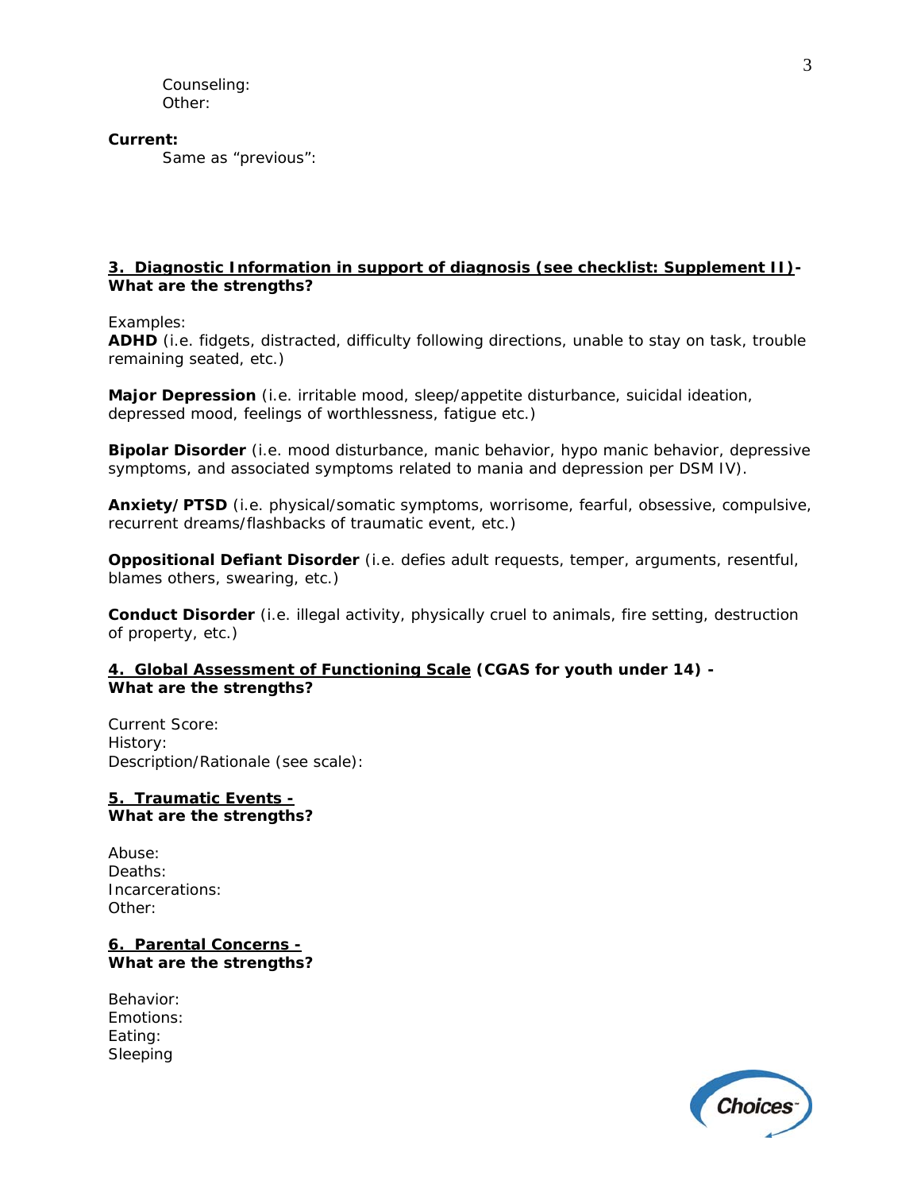Counseling:
Other:

**Current:**
Same as "previous":

**3. <u>Diagnostic Information in support of diagnosis (see checklist: Supplement II)</u>- What are the strengths?**

Examples:
**ADHD** (i.e. fidgets, distracted, difficulty following directions, unable to stay on task, trouble remaining seated, etc.)

**Major Depression** (i.e. irritable mood, sleep/appetite disturbance, suicidal ideation, depressed mood, feelings of worthlessness, fatigue etc.)

**Bipolar Disorder** (i.e. mood disturbance, manic behavior, hypo manic behavior, depressive symptoms, and associated symptoms related to mania and depression per DSM IV).

**Anxiety/PTSD** (i.e. physical/somatic symptoms, worrisome, fearful, obsessive, compulsive, recurrent dreams/flashbacks of traumatic event, etc.)

**Oppositional Defiant Disorder** (i.e. defies adult requests, temper, arguments, resentful, blames others, swearing, etc.)

**Conduct Disorder** (i.e. illegal activity, physically cruel to animals, fire setting, destruction of property, etc.)

**4. <u>Global Assessment of Functioning Scale</u> (CGAS for youth under 14) - What are the strengths?**

Current Score:
History:
Description/Rationale (see scale):

**5. <u>Traumatic Events -</u> What are the strengths?**

Abuse:
Deaths:
Incarcerations:
Other:

**6. <u>Parental Concerns -</u> What are the strengths?**

Behavior:
Emotions:
Eating:
Sleeping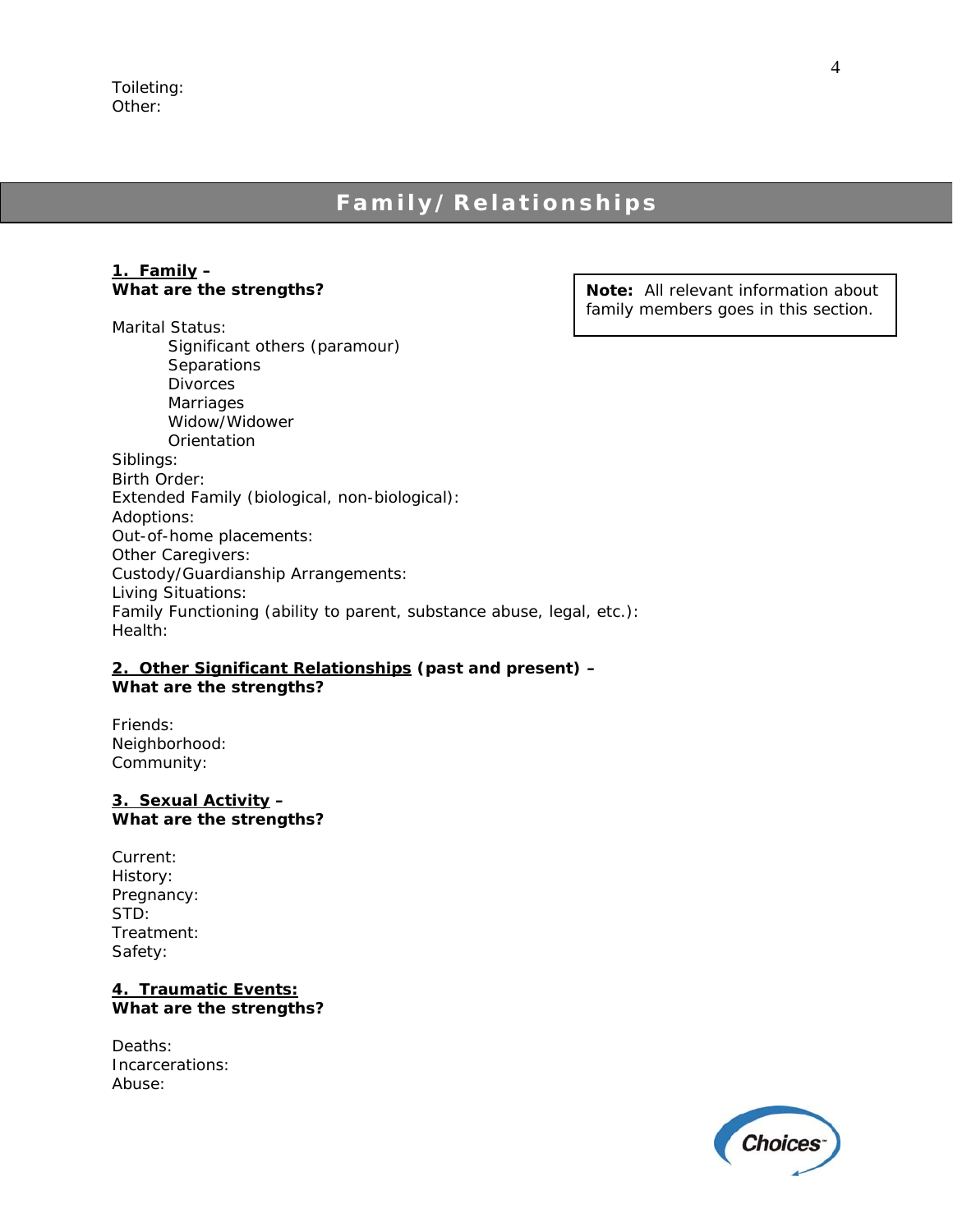Toileting:
Other:

## Family/Relationships

**<u>1. Family</u> –**
**What are the strengths?**

> **Note:** All relevant information about family members goes in this section.

Marital Status:
- Significant others (paramour)
- Separations
- Divorces
- Marriages
- Widow/Widower
- Orientation

Siblings:
Birth Order:
Extended Family (biological, non-biological):
Adoptions:
Out-of-home placements:
Other Caregivers:
Custody/Guardianship Arrangements:
Living Situations:
Family Functioning (ability to parent, substance abuse, legal, etc.):
Health:

**<u>2. Other Significant Relationships</u> (past and present) –**
**What are the strengths?**

Friends:
Neighborhood:
Community:

**<u>3. Sexual Activity</u> –**
**What are the strengths?**

Current:
History:
Pregnancy:
STD:
Treatment:
Safety:

**<u>4. Traumatic Events:</u>**
**What are the strengths?**

Deaths:
Incarcerations:
Abuse: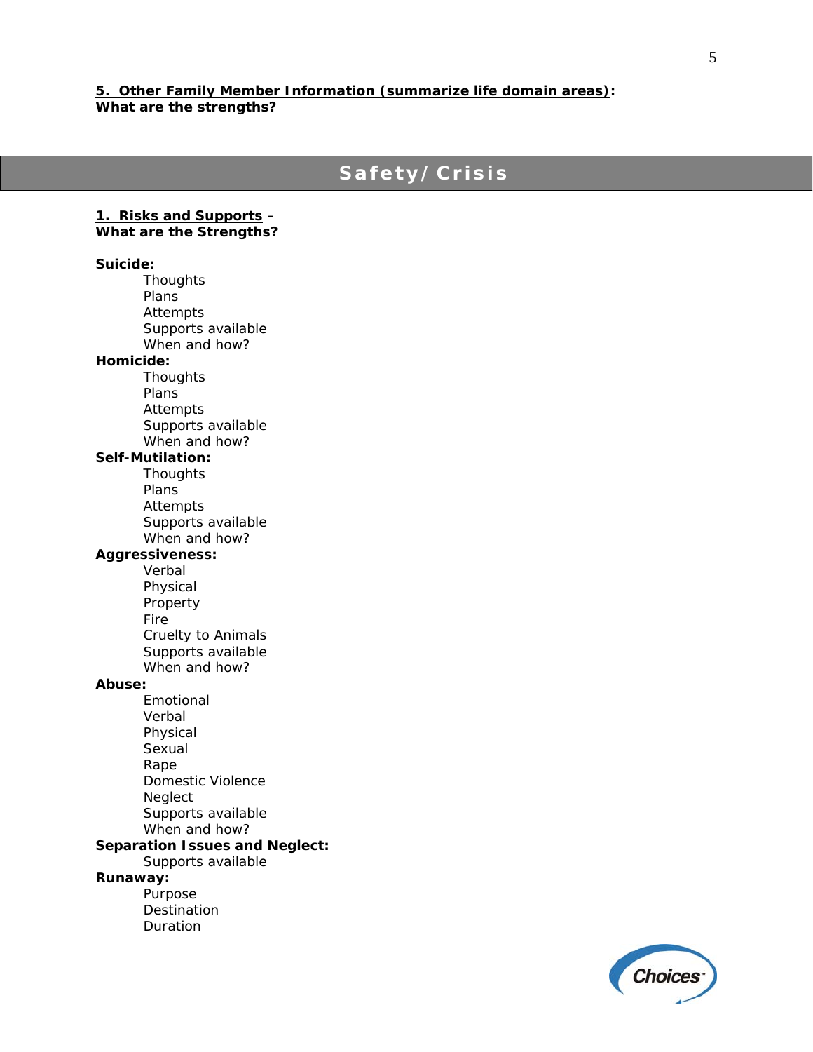**5. Other Family Member Information (summarize life domain areas):**
**What are the strengths?**

## Safety/Crisis

**1. Risks and Supports –**
**What are the Strengths?**

**Suicide:**
- Thoughts
- Plans
- Attempts
- Supports available
- When and how?

**Homicide:**
- Thoughts
- Plans
- Attempts
- Supports available
- When and how?

**Self-Mutilation:**
- Thoughts
- Plans
- Attempts
- Supports available
- When and how?

**Aggressiveness:**
- Verbal
- Physical
- Property
- Fire
- Cruelty to Animals
- Supports available
- When and how?

**Abuse:**
- Emotional
- Verbal
- Physical
- Sexual
- Rape
- Domestic Violence
- Neglect
- Supports available
- When and how?

**Separation Issues and Neglect:**
- Supports available

**Runaway:**
- Purpose
- Destination
- Duration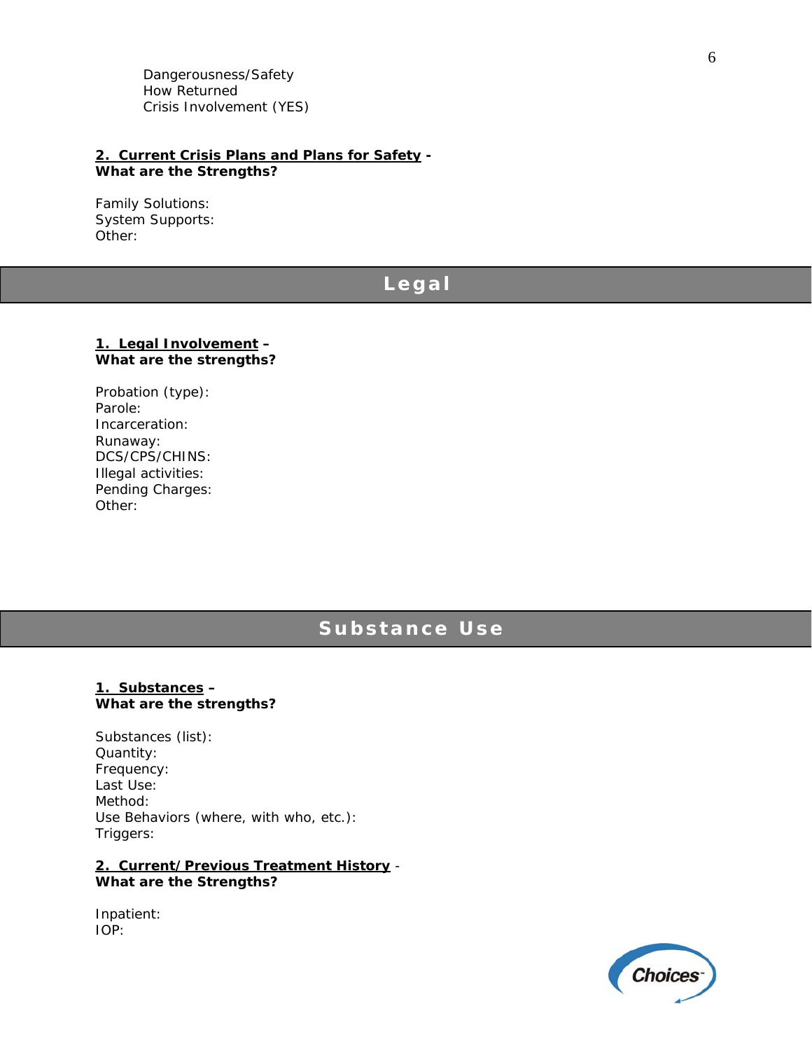Dangerousness/Safety
How Returned
Crisis Involvement (YES)

**<u>2. Current Crisis Plans and Plans for Safety</u> -**
**What are the Strengths?**

Family Solutions:
System Supports:
Other:

## Legal

**<u>1. Legal Involvement</u> –**
**What are the strengths?**

Probation (type):
Parole:
Incarceration:
Runaway:
DCS/CPS/CHINS:
Illegal activities:
Pending Charges:
Other:

## Substance Use

**<u>1. Substances</u> –**
**What are the strengths?**

Substances (list):
Quantity:
Frequency:
Last Use:
Method:
Use Behaviors (where, with who, etc.):
Triggers:

**<u>2. Current/Previous Treatment History</u>** -
**What are the Strengths?**

Inpatient:
IOP: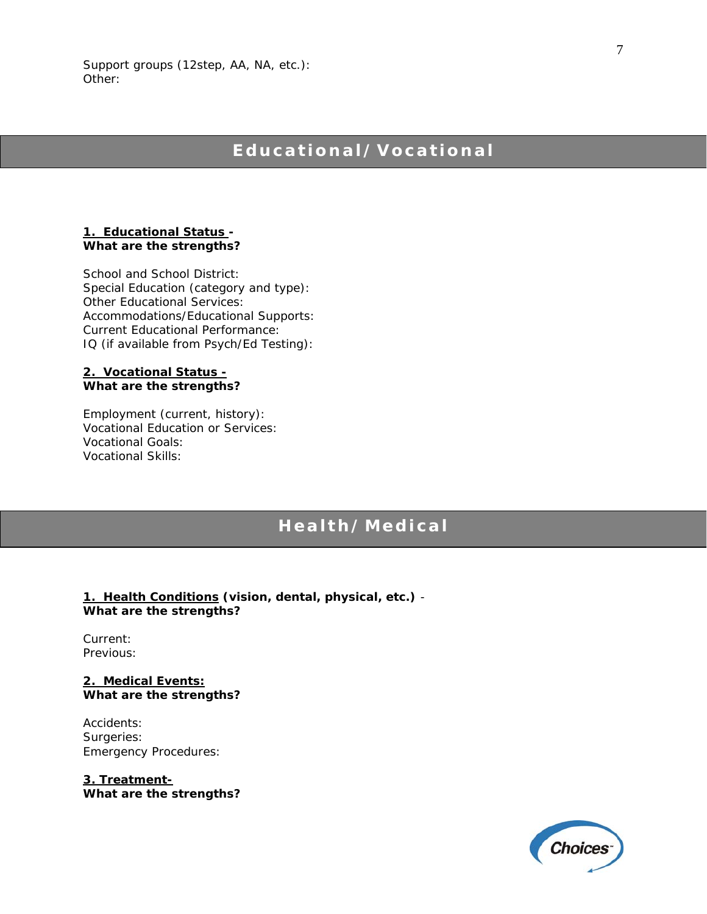Support groups (12step, AA, NA, etc.):
Other:

## Educational/Vocational

**1. Educational Status -**
**What are the strengths?**

School and School District:
Special Education (category and type):
Other Educational Services:
Accommodations/Educational Supports:
Current Educational Performance:
IQ (if available from Psych/Ed Testing):

**2. Vocational Status -**
**What are the strengths?**

Employment (current, history):
Vocational Education or Services:
Vocational Goals:
Vocational Skills:

## Health/Medical

**1. Health Conditions (vision, dental, physical, etc.) -**
**What are the strengths?**

Current:
Previous:

**2. Medical Events:**
**What are the strengths?**

Accidents:
Surgeries:
Emergency Procedures:

**3. Treatment-**
**What are the strengths?**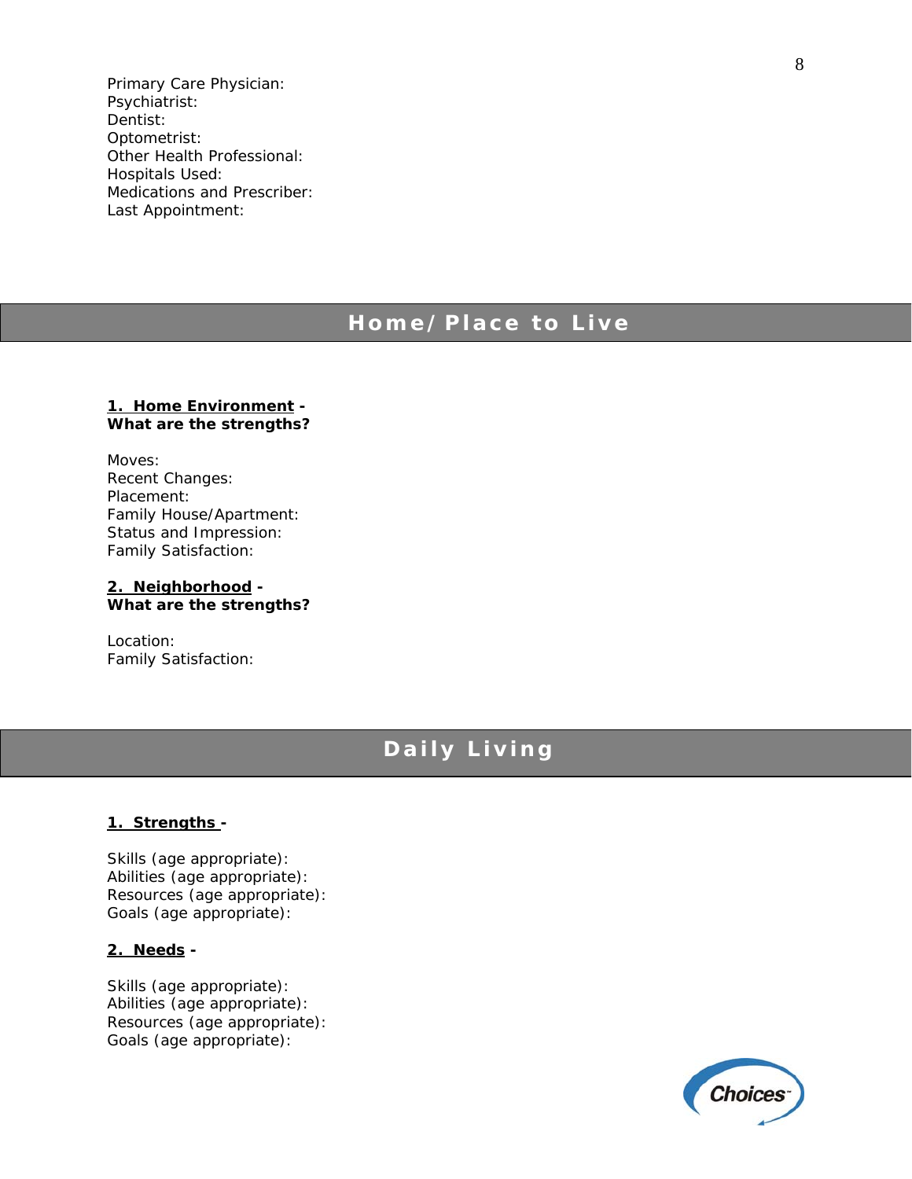Primary Care Physician:
Psychiatrist:
Dentist:
Optometrist:
Other Health Professional:
Hospitals Used:
Medications and Prescriber:
Last Appointment:

## Home/Place to Live

**1. Home Environment -**
**What are the strengths?**

Moves:
Recent Changes:
Placement:
Family House/Apartment:
Status and Impression:
Family Satisfaction:

**2. Neighborhood -**
**What are the strengths?**

Location:
Family Satisfaction:

## Daily Living

**1. Strengths -**

Skills (age appropriate):
Abilities (age appropriate):
Resources (age appropriate):
Goals (age appropriate):

**2. Needs -**

Skills (age appropriate):
Abilities (age appropriate):
Resources (age appropriate):
Goals (age appropriate):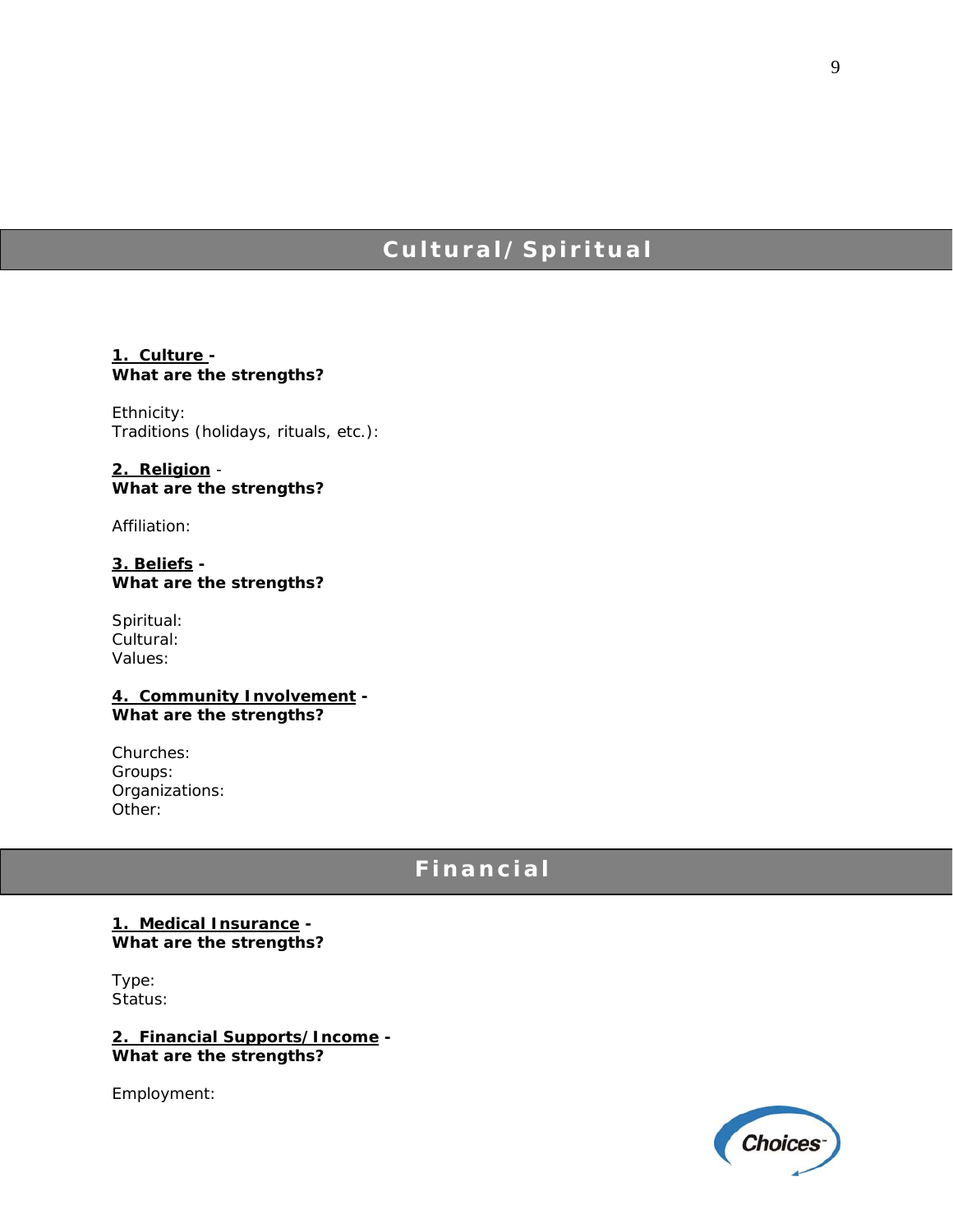## Cultural/Spiritual

**1. Culture -**
**What are the strengths?**

Ethnicity:
Traditions (holidays, rituals, etc.):

**2. Religion -**
**What are the strengths?**

Affiliation:

**3. Beliefs -**
**What are the strengths?**

Spiritual:
Cultural:
Values:

**4. Community Involvement -**
**What are the strengths?**

Churches:
Groups:
Organizations:
Other:

## Financial

**1. Medical Insurance -**
**What are the strengths?**

Type:
Status:

**2. Financial Supports/Income -**
**What are the strengths?**

Employment: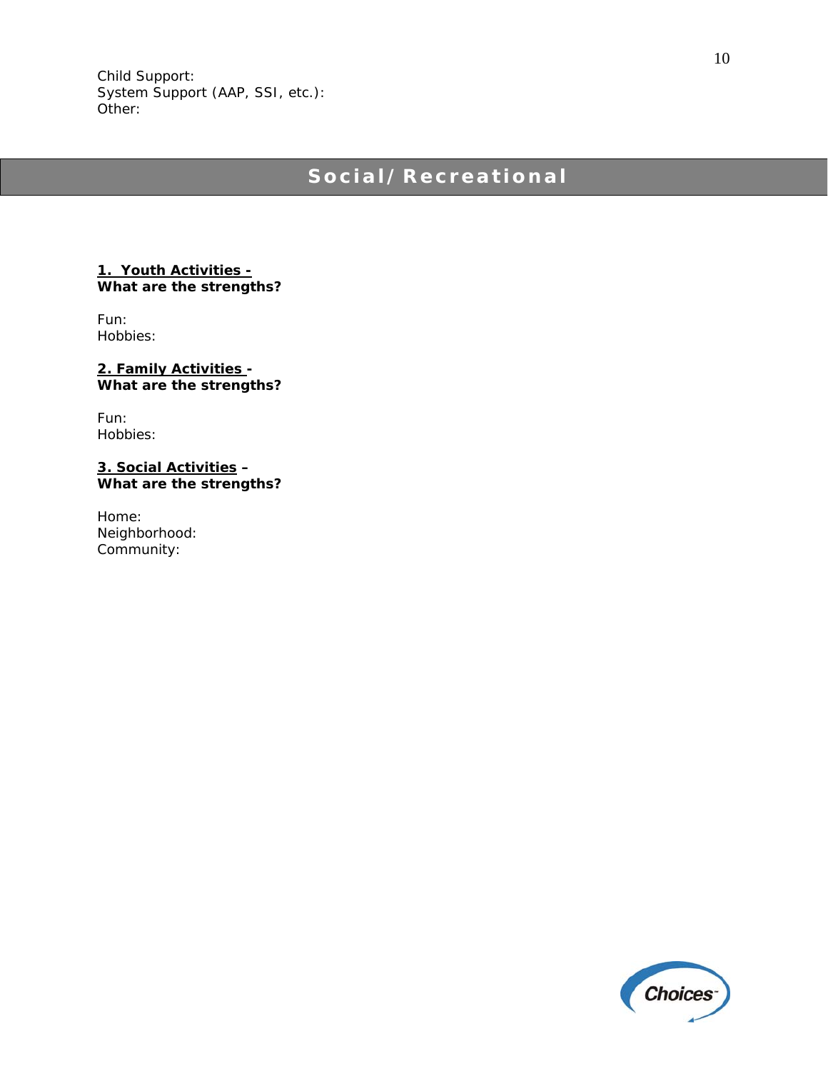Child Support:
System Support (AAP, SSI, etc.):
Other:

## Social/Recreational

**1. Youth Activities -**
**What are the strengths?**

Fun:
Hobbies:

**2. Family Activities -**
**What are the strengths?**

Fun:
Hobbies:

**3. Social Activities –**
**What are the strengths?**

Home:
Neighborhood:
Community: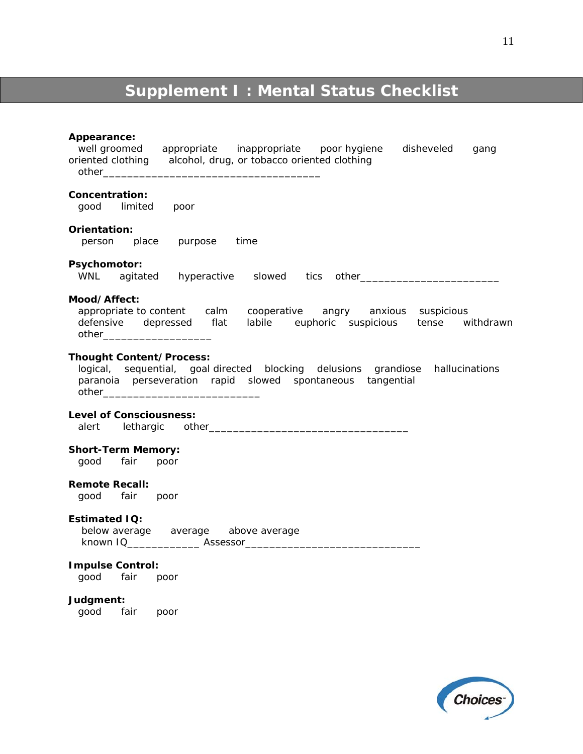# Supplement I : Mental Status Checklist

**Appearance:**
well groomed   appropriate   inappropriate   poor hygiene   disheveled   gang oriented clothing   alcohol, drug, or tobacco oriented clothing
other____________________________________

**Concentration:**
good   limited   poor

**Orientation:**
person   place   purpose   time

**Psychomotor:**
WNL   agitated   hyperactive   slowed   tics   other_______________________

**Mood/Affect:**
appropriate to content   calm   cooperative   angry   anxious   suspicious
defensive   depressed   flat   labile   euphoric   suspicious   tense   withdrawn
other__________________

**Thought Content/Process:**
logical,   sequential,   goal directed   blocking   delusions   grandiose   hallucinations
paranoia   perseveration   rapid   slowed   spontaneous   tangential
other__________________________

**Level of Consciousness:**
alert   lethargic   other_________________________________

**Short-Term Memory:**
good   fair   poor

**Remote Recall:**
good   fair   poor

**Estimated IQ:**
below average   average   above average
known IQ____________ Assessor_____________________________

**Impulse Control:**
good   fair   poor

**Judgment:**
good   fair   poor

Choices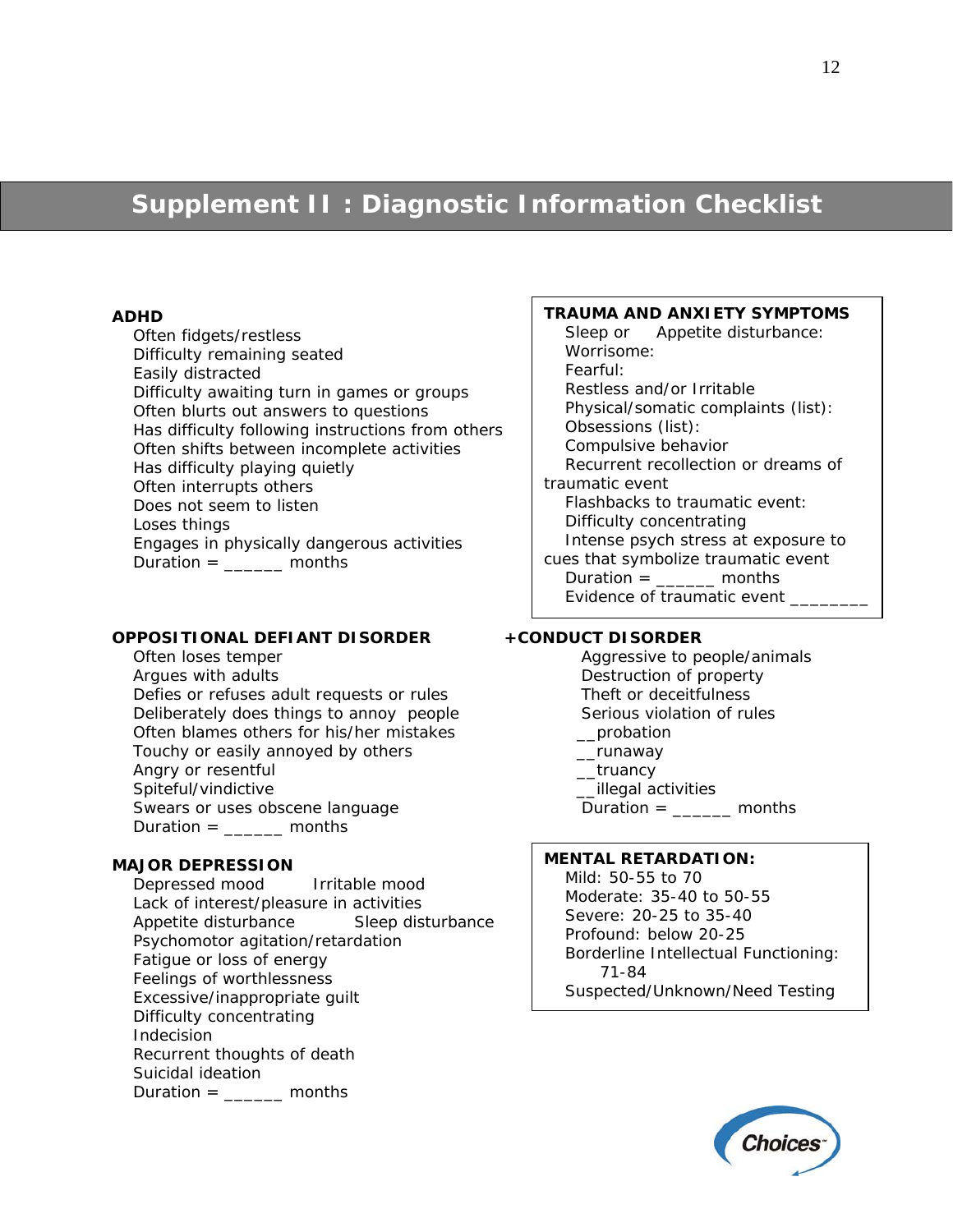# Supplement II : Diagnostic Information Checklist

**ADHD**

- Often fidgets/restless
- Difficulty remaining seated
- Easily distracted
- Difficulty awaiting turn in games or groups
- Often blurts out answers to questions
- Has difficulty following instructions from others
- Often shifts between incomplete activities
- Has difficulty playing quietly
- Often interrupts others
- Does not seem to listen
- Loses things
- Engages in physically dangerous activities
- Duration = ______ months

**TRAUMA AND ANXIETY SYMPTOMS**

- Sleep or Appetite disturbance:
- Worrisome:
- Fearful:
- Restless and/or Irritable
- Physical/somatic complaints (list):
- Obsessions (list):
- Compulsive behavior
- Recurrent recollection or dreams of traumatic event
- Flashbacks to traumatic event:
- Difficulty concentrating
- Intense psych stress at exposure to cues that symbolize traumatic event
- Duration = ______ months
- Evidence of traumatic event ________

**OPPOSITIONAL DEFIANT DISORDER**

- Often loses temper
- Argues with adults
- Defies or refuses adult requests or rules
- Deliberately does things to annoy people
- Often blames others for his/her mistakes
- Touchy or easily annoyed by others
- Angry or resentful
- Spiteful/vindictive
- Swears or uses obscene language
- Duration = ______ months

**+CONDUCT DISORDER**

- Aggressive to people/animals
- Destruction of property
- Theft or deceitfulness
- Serious violation of rules
  - __probation
  - __runaway
  - __truancy
  - __illegal activities
- Duration = ______ months

**MAJOR DEPRESSION**

- Depressed mood
- Irritable mood
- Lack of interest/pleasure in activities
- Appetite disturbance
- Sleep disturbance
- Psychomotor agitation/retardation
- Fatigue or loss of energy
- Feelings of worthlessness
- Excessive/inappropriate guilt
- Difficulty concentrating
- Indecision
- Recurrent thoughts of death
- Suicidal ideation
- Duration = ______ months

**MENTAL RETARDATION:**

- Mild: 50-55 to 70
- Moderate: 35-40 to 50-55
- Severe: 20-25 to 35-40
- Profound: below 20-25
- Borderline Intellectual Functioning: 71-84
- Suspected/Unknown/Need Testing